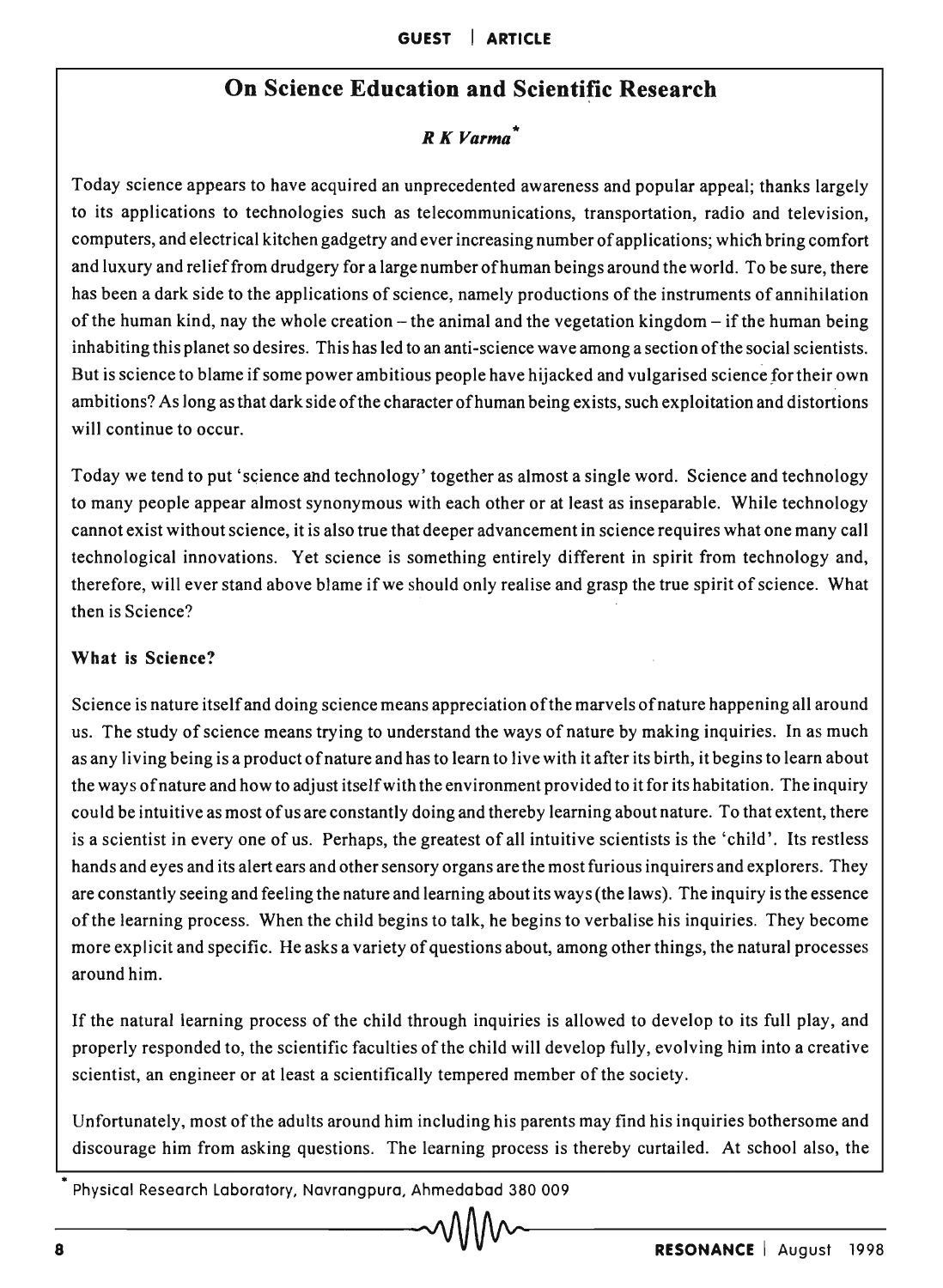# On Science Education and Scientific Research

*R K Varma**

Today science appears to have acquired an unprecedented awareness and popular appeal; thanks largely to its applications to technologies such as telecommunications, transportation, radio and television, computers, and electrical kitchen gadgetry and ever increasing number of applications; which bring comfort and luxury and relief from drudgery for a large number of human beings around the world. To be sure, there has been a dark side to the applications of science, namely productions of the instruments of annihilation of the human kind, nay the whole creation – the animal and the vegetation kingdom – if the human being inhabiting this planet so desires. This has led to an anti-science wave among a section of the social scientists. But is science to blame if some power ambitious people have hijacked and vulgarised science for their own ambitions? As long as that dark side of the character of human being exists, such exploitation and distortions will continue to occur.

Today we tend to put 'science and technology' together as almost a single word. Science and technology to many people appear almost synonymous with each other or at least as inseparable. While technology cannot exist without science, it is also true that deeper advancement in science requires what one many call technological innovations. Yet science is something entirely different in spirit from technology and, therefore, will ever stand above blame if we should only realise and grasp the true spirit of science. What then is Science?

### What is Science?

Science is nature itself and doing science means appreciation of the marvels of nature happening all around us. The study of science means trying to understand the ways of nature by making inquiries. In as much as any living being is a product of nature and has to learn to live with it after its birth, it begins to learn about the ways of nature and how to adjust itself with the environment provided to it for its habitation. The inquiry could be intuitive as most of us are constantly doing and thereby learning about nature. To that extent, there is a scientist in every one of us. Perhaps, the greatest of all intuitive scientists is the 'child'. Its restless hands and eyes and its alert ears and other sensory organs are the most furious inquirers and explorers. They are constantly seeing and feeling the nature and learning about its ways (the laws). The inquiry is the essence of the learning process. When the child begins to talk, he begins to verbalise his inquiries. They become more explicit and specific. He asks a variety of questions about, among other things, the natural processes around him.

If the natural learning process of the child through inquiries is allowed to develop to its full play, and properly responded to, the scientific faculties of the child will develop fully, evolving him into a creative scientist, an engineer or at least a scientifically tempered member of the society.

Unfortunately, most of the adults around him including his parents may find his inquiries bothersome and discourage him from asking questions. The learning process is thereby curtailed. At school also, the

\* Physical Research Laboratory, Navrangpura, Ahmedabad 380 009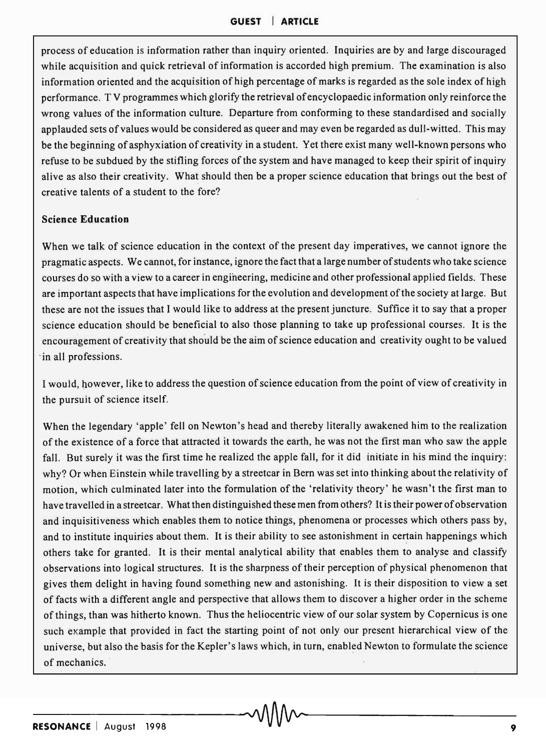process of education is information rather than inquiry oriented. Inquiries are by and large discouraged while acquisition and quick retrieval of information is accorded high premium. The examination is also information oriented and the acquisition of high percentage of marks is regarded as the sole index of high performance. T V programmes which glorify the retrieval of encyclopaedic information only reinforce the wrong values of the information culture. Departure from conforming to these standardised and socially applauded sets of values would be considered as queer and may even be regarded as dull-witted. This may be the beginning of asphyxiation of creativity in a student. Yet there exist many well-known persons who refuse to be subdued by the stifling forces of the system and have managed to keep their spirit of inquiry alive as also their creativity. What should then be a proper science education that brings out the best of creative talents of a student to the fore?

### Science Education

When we talk of science education in the context of the present day imperatives, we cannot ignore the pragmatic aspects. We cannot, for instance, ignore the fact that a large number of students who take science courses do so with a view to a career in engineering, medicine and other professional applied fields. These are important aspects that have implications for the evolution and development of the society at large. But these are not the issues that I would like to address at the present juncture. Suffice it to say that a proper science education should be beneficial to also those planning to take up professional courses. It is the encouragement of creativity that should be the aim of science education and creativity ought to be valued in all professions.

I would, however, like to address the question of science education from the point of view of creativity in the pursuit of science itself.

When the legendary 'apple' fell on Newton's head and thereby literally awakened him to the realization of the existence of a force that attracted it towards the earth, he was not the first man who saw the apple fall. But surely it was the first time he realized the apple fall, for it did initiate in his mind the inquiry: why? Or when Einstein while travelling by a streetcar in Bern was set into thinking about the relativity of motion, which culminated later into the formulation of the 'relativity theory' he wasn't the first man to have travelled in a streetcar. What then distinguished these men from others? It is their power of observation and inquisitiveness which enables them to notice things, phenomena or processes which others pass by, and to institute inquiries about them. It is their ability to see astonishment in certain happenings which others take for granted. It is their mental analytical ability that enables them to analyse and classify observations into logical structures. It is the sharpness of their perception of physical phenomenon that gives them delight in having found something new and astonishing. It is their disposition to view a set of facts with a different angle and perspective that allows them to discover a higher order in the scheme of things, than was hitherto known. Thus the heliocentric view of our solar system by Copernicus is one such example that provided in fact the starting point of not only our present hierarchical view of the universe, but also the basis for the Kepler's laws which, in turn, enabled Newton to formulate the science of mechanics.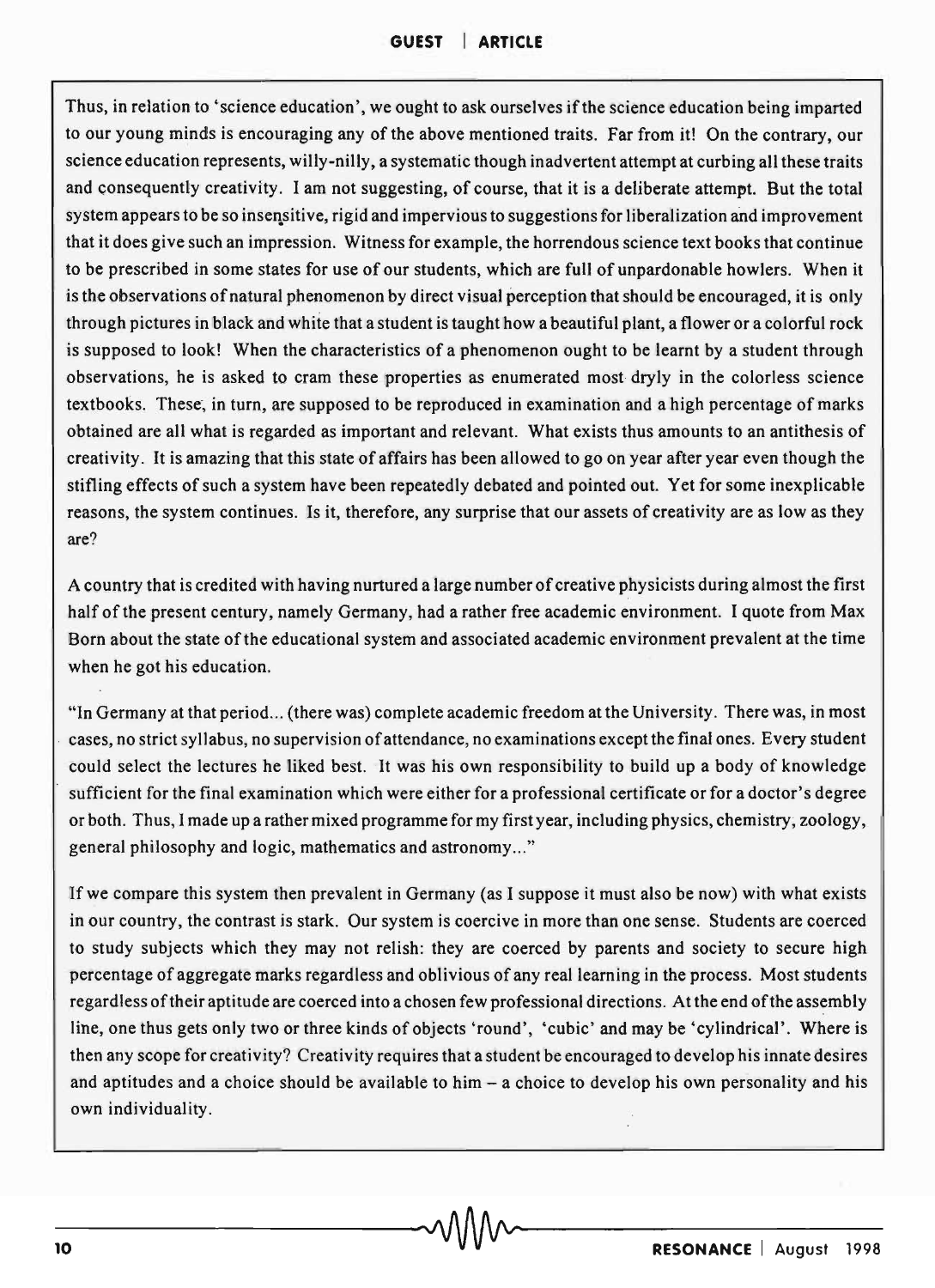Thus, in relation to 'science education', we ought to ask ourselves if the science education being imparted to our young minds is encouraging any of the above mentioned traits. Far from it! On the contrary, our science education represents, willy-nilly, a systematic though inadvertent attempt at curbing all these traits and consequently creativity. I am not suggesting, of course, that it is a deliberate attempt. But the total system appears to be so insensitive, rigid and impervious to suggestions for liberalization and improvement that it does give such an impression. Witness for example, the horrendous science text books that continue to be prescribed in some states for use of our students, which are full of unpardonable howlers. When it is the observations of natural phenomenon by direct visual perception that should be encouraged, it is only through pictures in black and white that a student is taught how a beautiful plant, a flower or a colorful rock is supposed to look! When the characteristics of a phenomenon ought to be learnt by a student through observations, he is asked to cram these properties as enumerated most dryly in the colorless science textbooks. These, in turn, are supposed to be reproduced in examination and a high percentage of marks obtained are all what is regarded as important and relevant. What exists thus amounts to an antithesis of creativity. It is amazing that this state of affairs has been allowed to go on year after year even though the stifling effects of such a system have been repeatedly debated and pointed out. Yet for some inexplicable reasons, the system continues. Is it, therefore, any surprise that our assets of creativity are as low as they are?

A country that is credited with having nurtured a large number of creative physicists during almost the first half of the present century, namely Germany, had a rather free academic environment. I quote from Max Born about the state of the educational system and associated academic environment prevalent at the time when he got his education.

"In Germany at that period... (there was) complete academic freedom at the University. There was, in most cases, no strict syllabus, no supervision of attendance, no examinations except the final ones. Every student could select the lectures he liked best. It was his own responsibility to build up a body of knowledge sufficient for the final examination which were either for a professional certificate or for a doctor's degree or both. Thus, I made up a rather mixed programme for my first year, including physics, chemistry, zoology, general philosophy and logic, mathematics and astronomy..."

If we compare this system then prevalent in Germany (as I suppose it must also be now) with what exists in our country, the contrast is stark. Our system is coercive in more than one sense. Students are coerced to study subjects which they may not relish: they are coerced by parents and society to secure high percentage of aggregate marks regardless and oblivious of any real learning in the process. Most students regardless of their aptitude are coerced into a chosen few professional directions. At the end of the assembly line, one thus gets only two or three kinds of objects 'round', 'cubic' and may be 'cylindrical'. Where is then any scope for creativity? Creativity requires that a student be encouraged to develop his innate desires and aptitudes and a choice should be available to him – a choice to develop his own personality and his own individuality.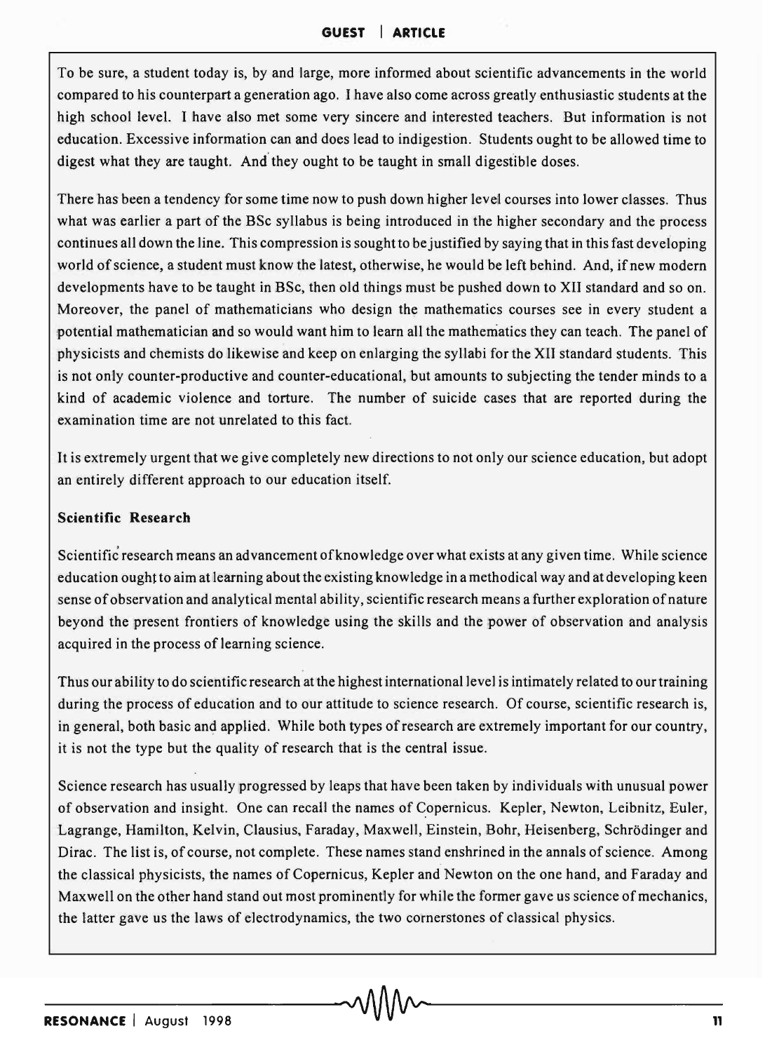To be sure, a student today is, by and large, more informed about scientific advancements in the world compared to his counterpart a generation ago. I have also come across greatly enthusiastic students at the high school level. I have also met some very sincere and interested teachers. But information is not education. Excessive information can and does lead to indigestion. Students ought to be allowed time to digest what they are taught. And they ought to be taught in small digestible doses.

There has been a tendency for some time now to push down higher level courses into lower classes. Thus what was earlier a part of the BSc syllabus is being introduced in the higher secondary and the process continues all down the line. This compression is sought to be justified by saying that in this fast developing world of science, a student must know the latest, otherwise, he would be left behind. And, if new modern developments have to be taught in BSc, then old things must be pushed down to XII standard and so on. Moreover, the panel of mathematicians who design the mathematics courses see in every student a potential mathematician and so would want him to learn all the mathematics they can teach. The panel of physicists and chemists do likewise and keep on enlarging the syllabi for the XII standard students. This is not only counter-productive and counter-educational, but amounts to subjecting the tender minds to a kind of academic violence and torture. The number of suicide cases that are reported during the examination time are not unrelated to this fact.

It is extremely urgent that we give completely new directions to not only our science education, but adopt an entirely different approach to our education itself.

### Scientific Research

Scientific research means an advancement of knowledge over what exists at any given time. While science education ought to aim at learning about the existing knowledge in a methodical way and at developing keen sense of observation and analytical mental ability, scientific research means a further exploration of nature beyond the present frontiers of knowledge using the skills and the power of observation and analysis acquired in the process of learning science.

Thus our ability to do scientific research at the highest international level is intimately related to our training during the process of education and to our attitude to science research. Of course, scientific research is, in general, both basic and applied. While both types of research are extremely important for our country, it is not the type but the quality of research that is the central issue.

Science research has usually progressed by leaps that have been taken by individuals with unusual power of observation and insight. One can recall the names of Copernicus. Kepler, Newton, Leibnitz, Euler, Lagrange, Hamilton, Kelvin, Clausius, Faraday, Maxwell, Einstein, Bohr, Heisenberg, Schrödinger and Dirac. The list is, of course, not complete. These names stand enshrined in the annals of science. Among the classical physicists, the names of Copernicus, Kepler and Newton on the one hand, and Faraday and Maxwell on the other hand stand out most prominently for while the former gave us science of mechanics, the latter gave us the laws of electrodynamics, the two cornerstones of classical physics.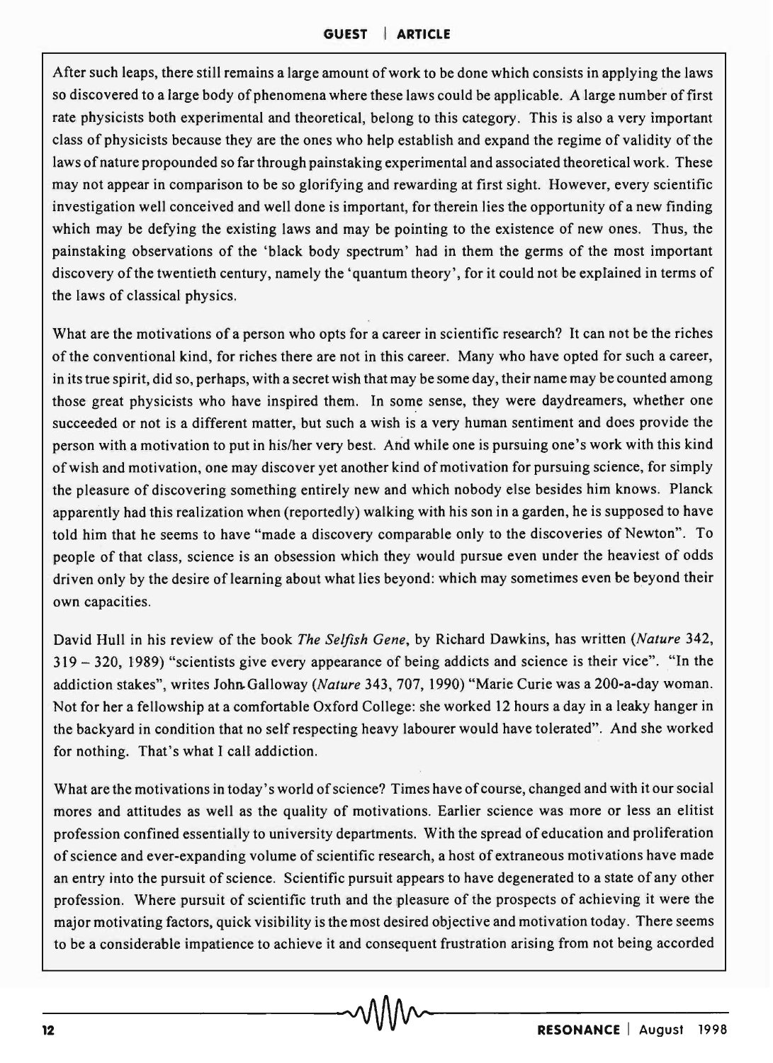After such leaps, there still remains a large amount of work to be done which consists in applying the laws so discovered to a large body of phenomena where these laws could be applicable. A large number of first rate physicists both experimental and theoretical, belong to this category. This is also a very important class of physicists because they are the ones who help establish and expand the regime of validity of the laws of nature propounded so far through painstaking experimental and associated theoretical work. These may not appear in comparison to be so glorifying and rewarding at first sight. However, every scientific investigation well conceived and well done is important, for therein lies the opportunity of a new finding which may be defying the existing laws and may be pointing to the existence of new ones. Thus, the painstaking observations of the 'black body spectrum' had in them the germs of the most important discovery of the twentieth century, namely the 'quantum theory', for it could not be explained in terms of the laws of classical physics.

What are the motivations of a person who opts for a career in scientific research? It can not be the riches of the conventional kind, for riches there are not in this career. Many who have opted for such a career, in its true spirit, did so, perhaps, with a secret wish that may be some day, their name may be counted among those great physicists who have inspired them. In some sense, they were daydreamers, whether one succeeded or not is a different matter, but such a wish is a very human sentiment and does provide the person with a motivation to put in his/her very best. And while one is pursuing one's work with this kind of wish and motivation, one may discover yet another kind of motivation for pursuing science, for simply the pleasure of discovering something entirely new and which nobody else besides him knows. Planck apparently had this realization when (reportedly) walking with his son in a garden, he is supposed to have told him that he seems to have "made a discovery comparable only to the discoveries of Newton". To people of that class, science is an obsession which they would pursue even under the heaviest of odds driven only by the desire of learning about what lies beyond: which may sometimes even be beyond their own capacities.

David Hull in his review of the book *The Selfish Gene*, by Richard Dawkins, has written (*Nature* 342, 319 – 320, 1989) "scientists give every appearance of being addicts and science is their vice". "In the addiction stakes", writes John Galloway (*Nature* 343, 707, 1990) "Marie Curie was a 200-a-day woman. Not for her a fellowship at a comfortable Oxford College: she worked 12 hours a day in a leaky hanger in the backyard in condition that no self respecting heavy labourer would have tolerated". And she worked for nothing. That's what I call addiction.

What are the motivations in today's world of science? Times have of course, changed and with it our social mores and attitudes as well as the quality of motivations. Earlier science was more or less an elitist profession confined essentially to university departments. With the spread of education and proliferation of science and ever-expanding volume of scientific research, a host of extraneous motivations have made an entry into the pursuit of science. Scientific pursuit appears to have degenerated to a state of any other profession. Where pursuit of scientific truth and the pleasure of the prospects of achieving it were the major motivating factors, quick visibility is the most desired objective and motivation today. There seems to be a considerable impatience to achieve it and consequent frustration arising from not being accorded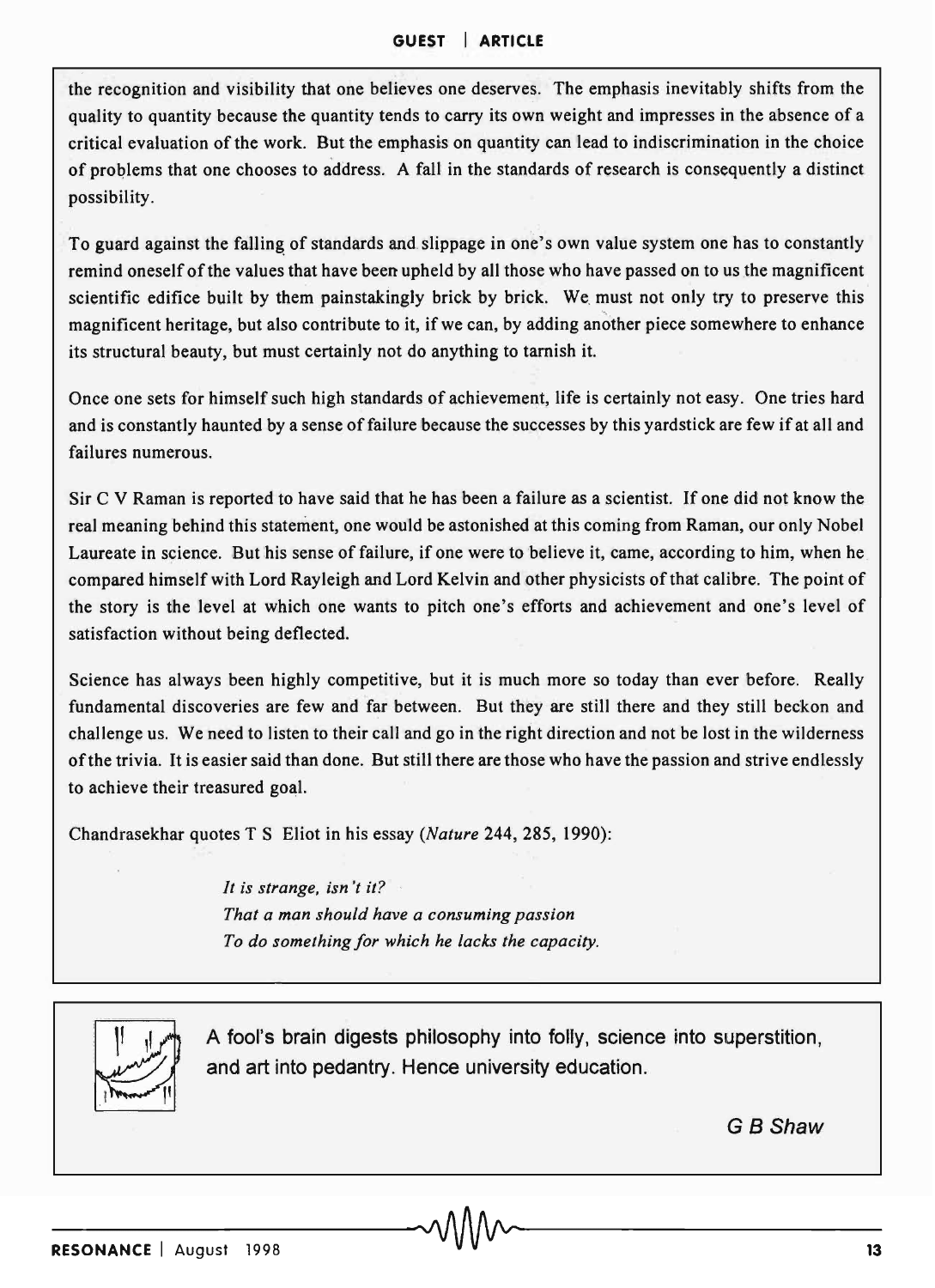the recognition and visibility that one believes one deserves. The emphasis inevitably shifts from the quality to quantity because the quantity tends to carry its own weight and impresses in the absence of a critical evaluation of the work. But the emphasis on quantity can lead to indiscrimination in the choice of problems that one chooses to address. A fall in the standards of research is consequently a distinct possibility.

To guard against the falling of standards and slippage in one's own value system one has to constantly remind oneself of the values that have been upheld by all those who have passed on to us the magnificent scientific edifice built by them painstakingly brick by brick. We must not only try to preserve this magnificent heritage, but also contribute to it, if we can, by adding another piece somewhere to enhance its structural beauty, but must certainly not do anything to tarnish it.

Once one sets for himself such high standards of achievement, life is certainly not easy. One tries hard and is constantly haunted by a sense of failure because the successes by this yardstick are few if at all and failures numerous.

Sir C V Raman is reported to have said that he has been a failure as a scientist. If one did not know the real meaning behind this statement, one would be astonished at this coming from Raman, our only Nobel Laureate in science. But his sense of failure, if one were to believe it, came, according to him, when he compared himself with Lord Rayleigh and Lord Kelvin and other physicists of that calibre. The point of the story is the level at which one wants to pitch one's efforts and achievement and one's level of satisfaction without being deflected.

Science has always been highly competitive, but it is much more so today than ever before. Really fundamental discoveries are few and far between. But they are still there and they still beckon and challenge us. We need to listen to their call and go in the right direction and not be lost in the wilderness of the trivia. It is easier said than done. But still there are those who have the passion and strive endlessly to achieve their treasured goal.

Chandrasekhar quotes T S Eliot in his essay (*Nature* 244, 285, 1990):

> *It is strange, isn't it?*
> *That a man should have a consuming passion*
> *To do something for which he lacks the capacity.*

---

A fool's brain digests philosophy into folly, science into superstition, and art into pedantry. Hence university education.

*G B Shaw*